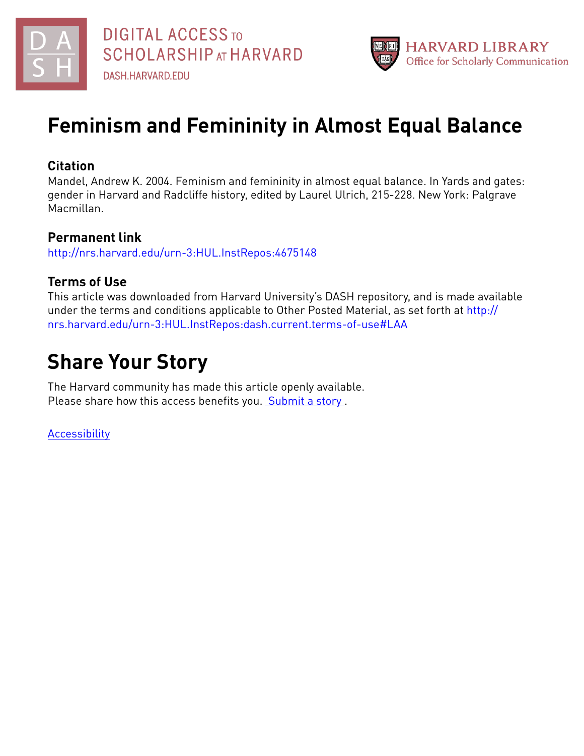# Feminism and Femininity in Almost Equal Balance

## Citation

Mandel, Andrew K. 2004. Feminism and femininity in almost equal balance. In Yards and gates: gender in Harvard and Radcliffe history, edited by Laurel Ulrich, 215-228. New York: Palgrave Macmillan.

## Permanent link

http://nrs.harvard.edu/urn-3:HUL.InstRepos:4675148

## Terms of Use

This article was downloaded from Harvard University's DASH repository, and is made available under the terms and conditions applicable to Other Posted Material, as set forth at http://nrs.harvard.edu/urn-3:HUL.InstRepos:dash.current.terms-of-use#LAA

# Share Your Story

The Harvard community has made this article openly available.
Please share how this access benefits you. Submit a story .

Accessibility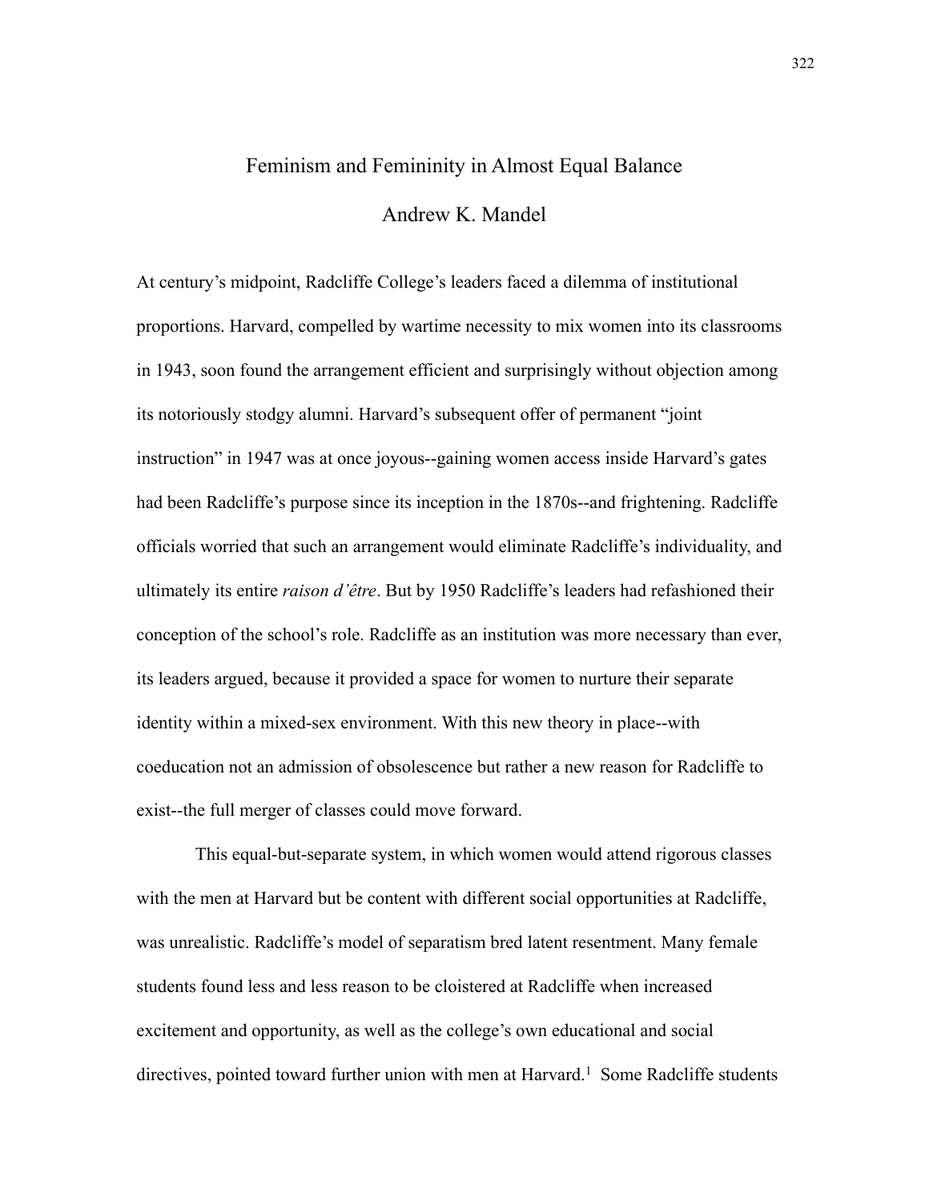# Feminism and Femininity in Almost Equal Balance

## Andrew K. Mandel

At century's midpoint, Radcliffe College's leaders faced a dilemma of institutional proportions. Harvard, compelled by wartime necessity to mix women into its classrooms in 1943, soon found the arrangement efficient and surprisingly without objection among its notoriously stodgy alumni. Harvard's subsequent offer of permanent "joint instruction" in 1947 was at once joyous--gaining women access inside Harvard's gates had been Radcliffe's purpose since its inception in the 1870s--and frightening. Radcliffe officials worried that such an arrangement would eliminate Radcliffe's individuality, and ultimately its entire *raison d'être*. But by 1950 Radcliffe's leaders had refashioned their conception of the school's role. Radcliffe as an institution was more necessary than ever, its leaders argued, because it provided a space for women to nurture their separate identity within a mixed-sex environment. With this new theory in place--with coeducation not an admission of obsolescence but rather a new reason for Radcliffe to exist--the full merger of classes could move forward.

This equal-but-separate system, in which women would attend rigorous classes with the men at Harvard but be content with different social opportunities at Radcliffe, was unrealistic. Radcliffe's model of separatism bred latent resentment. Many female students found less and less reason to be cloistered at Radcliffe when increased excitement and opportunity, as well as the college's own educational and social directives, pointed toward further union with men at Harvard.[1] Some Radcliffe students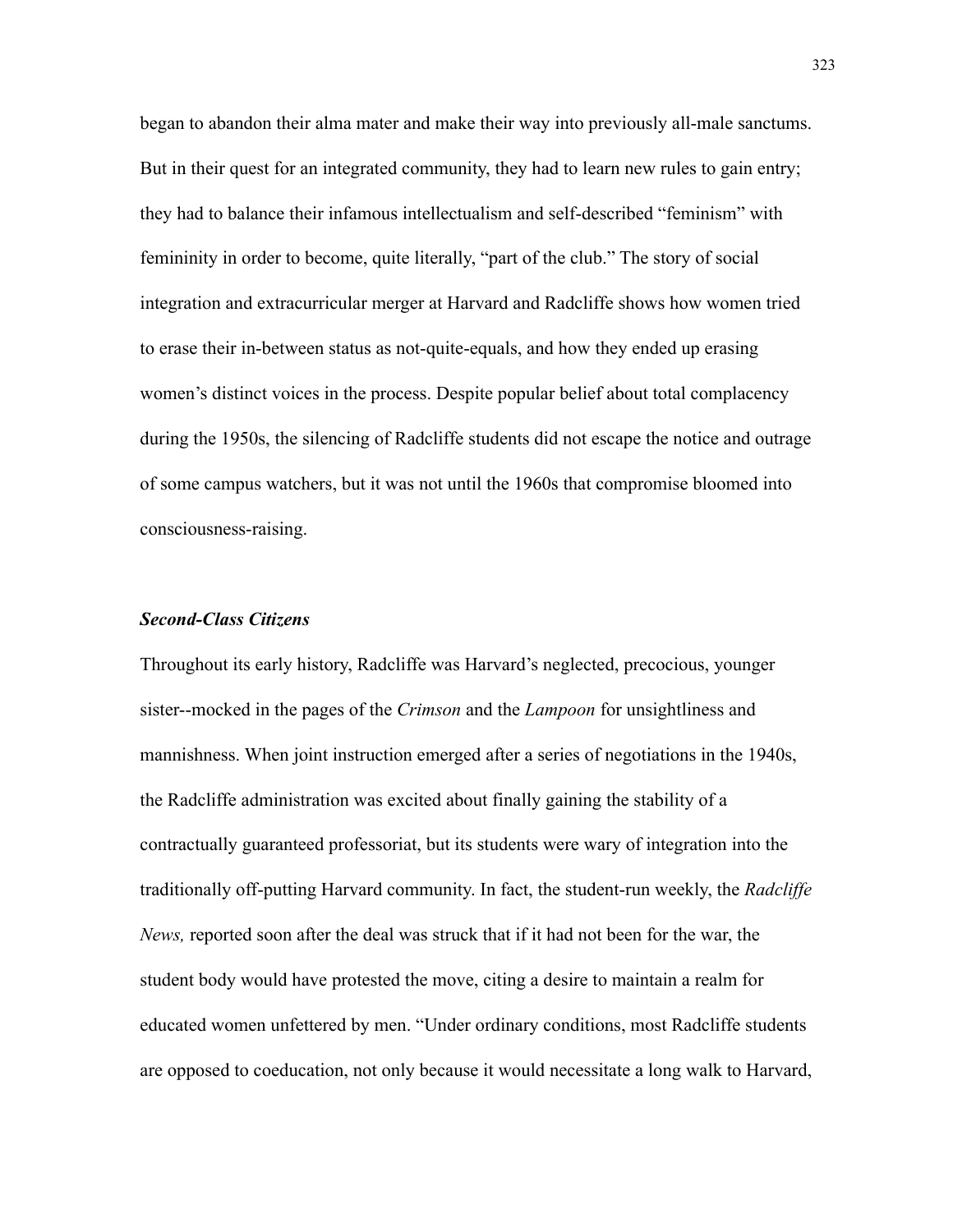began to abandon their alma mater and make their way into previously all-male sanctums. But in their quest for an integrated community, they had to learn new rules to gain entry; they had to balance their infamous intellectualism and self-described "feminism" with femininity in order to become, quite literally, "part of the club." The story of social integration and extracurricular merger at Harvard and Radcliffe shows how women tried to erase their in-between status as not-quite-equals, and how they ended up erasing women's distinct voices in the process. Despite popular belief about total complacency during the 1950s, the silencing of Radcliffe students did not escape the notice and outrage of some campus watchers, but it was not until the 1960s that compromise bloomed into consciousness-raising.

### ***Second-Class Citizens***

Throughout its early history, Radcliffe was Harvard's neglected, precocious, younger sister--mocked in the pages of the *Crimson* and the *Lampoon* for unsightliness and mannishness. When joint instruction emerged after a series of negotiations in the 1940s, the Radcliffe administration was excited about finally gaining the stability of a contractually guaranteed professoriat, but its students were wary of integration into the traditionally off-putting Harvard community. In fact, the student-run weekly, the *Radcliffe News,* reported soon after the deal was struck that if it had not been for the war, the student body would have protested the move, citing a desire to maintain a realm for educated women unfettered by men. "Under ordinary conditions, most Radcliffe students are opposed to coeducation, not only because it would necessitate a long walk to Harvard,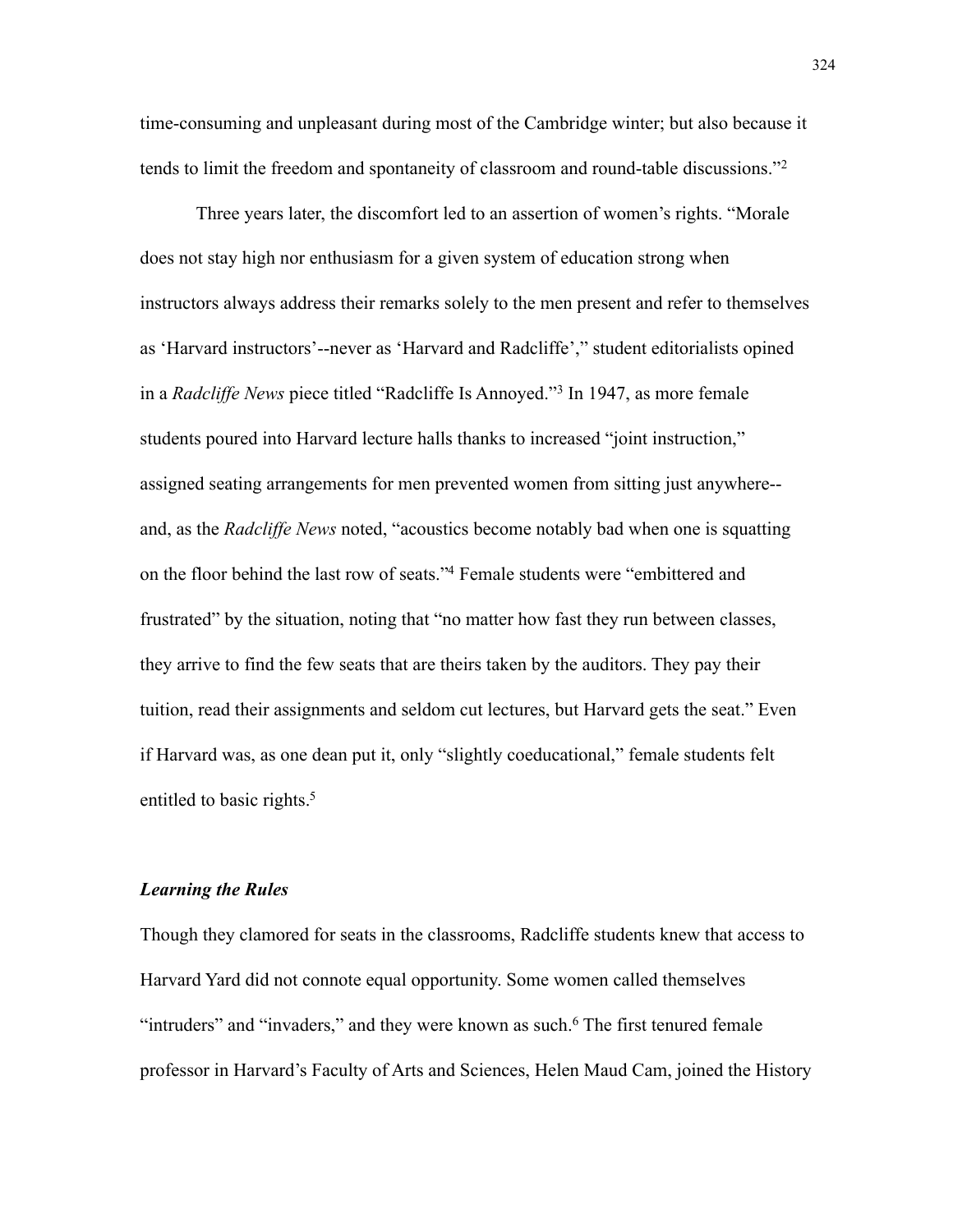time-consuming and unpleasant during most of the Cambridge winter; but also because it tends to limit the freedom and spontaneity of classroom and round-table discussions."[2]

Three years later, the discomfort led to an assertion of women's rights. "Morale does not stay high nor enthusiasm for a given system of education strong when instructors always address their remarks solely to the men present and refer to themselves as 'Harvard instructors'--never as 'Harvard and Radcliffe'," student editorialists opined in a *Radcliffe News* piece titled "Radcliffe Is Annoyed."[3] In 1947, as more female students poured into Harvard lecture halls thanks to increased "joint instruction," assigned seating arrangements for men prevented women from sitting just anywhere--and, as the *Radcliffe News* noted, "acoustics become notably bad when one is squatting on the floor behind the last row of seats."[4] Female students were "embittered and frustrated" by the situation, noting that "no matter how fast they run between classes, they arrive to find the few seats that are theirs taken by the auditors. They pay their tuition, read their assignments and seldom cut lectures, but Harvard gets the seat." Even if Harvard was, as one dean put it, only "slightly coeducational," female students felt entitled to basic rights.[5]

### *Learning the Rules*

Though they clamored for seats in the classrooms, Radcliffe students knew that access to Harvard Yard did not connote equal opportunity. Some women called themselves "intruders" and "invaders," and they were known as such.[6] The first tenured female professor in Harvard's Faculty of Arts and Sciences, Helen Maud Cam, joined the History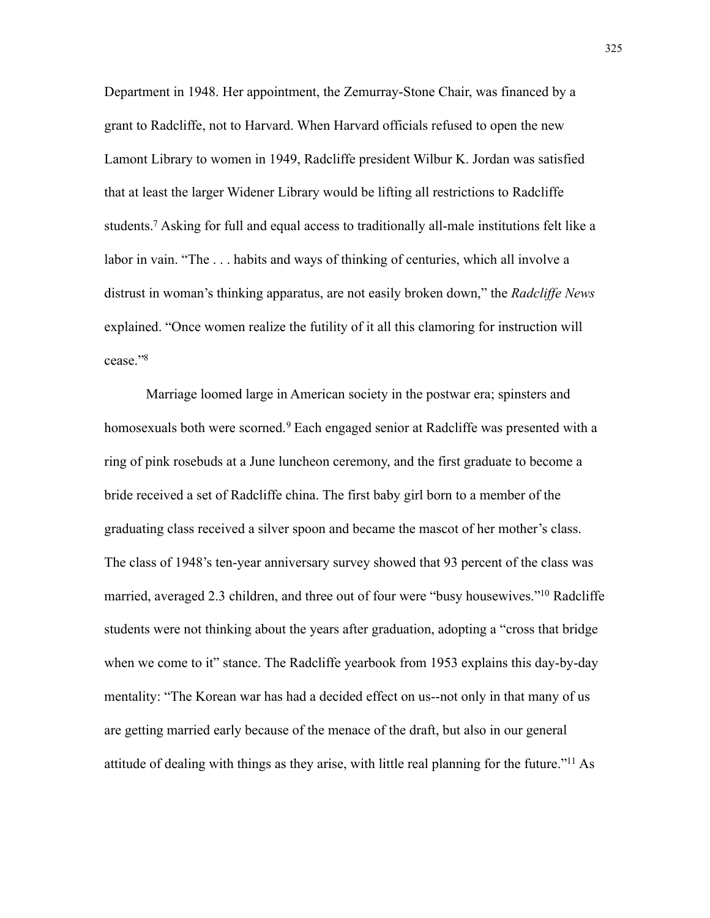Department in 1948. Her appointment, the Zemurray-Stone Chair, was financed by a grant to Radcliffe, not to Harvard. When Harvard officials refused to open the new Lamont Library to women in 1949, Radcliffe president Wilbur K. Jordan was satisfied that at least the larger Widener Library would be lifting all restrictions to Radcliffe students.[7] Asking for full and equal access to traditionally all-male institutions felt like a labor in vain. "The . . . habits and ways of thinking of centuries, which all involve a distrust in woman's thinking apparatus, are not easily broken down," the *Radcliffe News* explained. "Once women realize the futility of it all this clamoring for instruction will cease."[8]

Marriage loomed large in American society in the postwar era; spinsters and homosexuals both were scorned.[9] Each engaged senior at Radcliffe was presented with a ring of pink rosebuds at a June luncheon ceremony, and the first graduate to become a bride received a set of Radcliffe china. The first baby girl born to a member of the graduating class received a silver spoon and became the mascot of her mother's class. The class of 1948's ten-year anniversary survey showed that 93 percent of the class was married, averaged 2.3 children, and three out of four were "busy housewives."[10] Radcliffe students were not thinking about the years after graduation, adopting a "cross that bridge when we come to it" stance. The Radcliffe yearbook from 1953 explains this day-by-day mentality: "The Korean war has had a decided effect on us--not only in that many of us are getting married early because of the menace of the draft, but also in our general attitude of dealing with things as they arise, with little real planning for the future."[11] As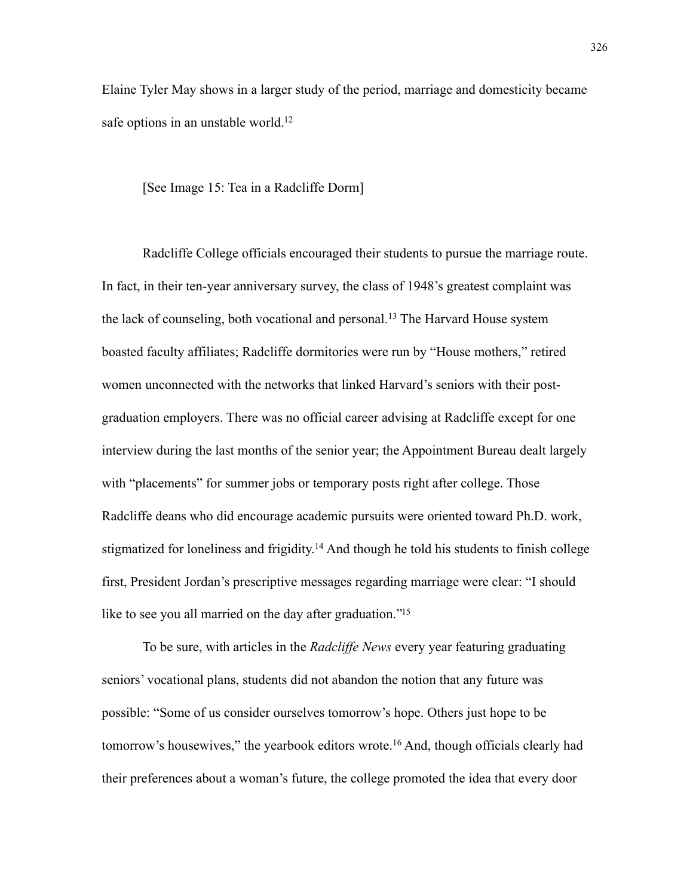Elaine Tyler May shows in a larger study of the period, marriage and domesticity became safe options in an unstable world.[12]

[See Image 15: Tea in a Radcliffe Dorm]

Radcliffe College officials encouraged their students to pursue the marriage route. In fact, in their ten-year anniversary survey, the class of 1948's greatest complaint was the lack of counseling, both vocational and personal.[13] The Harvard House system boasted faculty affiliates; Radcliffe dormitories were run by "House mothers," retired women unconnected with the networks that linked Harvard's seniors with their post-graduation employers. There was no official career advising at Radcliffe except for one interview during the last months of the senior year; the Appointment Bureau dealt largely with "placements" for summer jobs or temporary posts right after college. Those Radcliffe deans who did encourage academic pursuits were oriented toward Ph.D. work, stigmatized for loneliness and frigidity.[14] And though he told his students to finish college first, President Jordan's prescriptive messages regarding marriage were clear: "I should like to see you all married on the day after graduation."[15]

To be sure, with articles in the *Radcliffe News* every year featuring graduating seniors' vocational plans, students did not abandon the notion that any future was possible: "Some of us consider ourselves tomorrow's hope. Others just hope to be tomorrow's housewives," the yearbook editors wrote.[16] And, though officials clearly had their preferences about a woman's future, the college promoted the idea that every door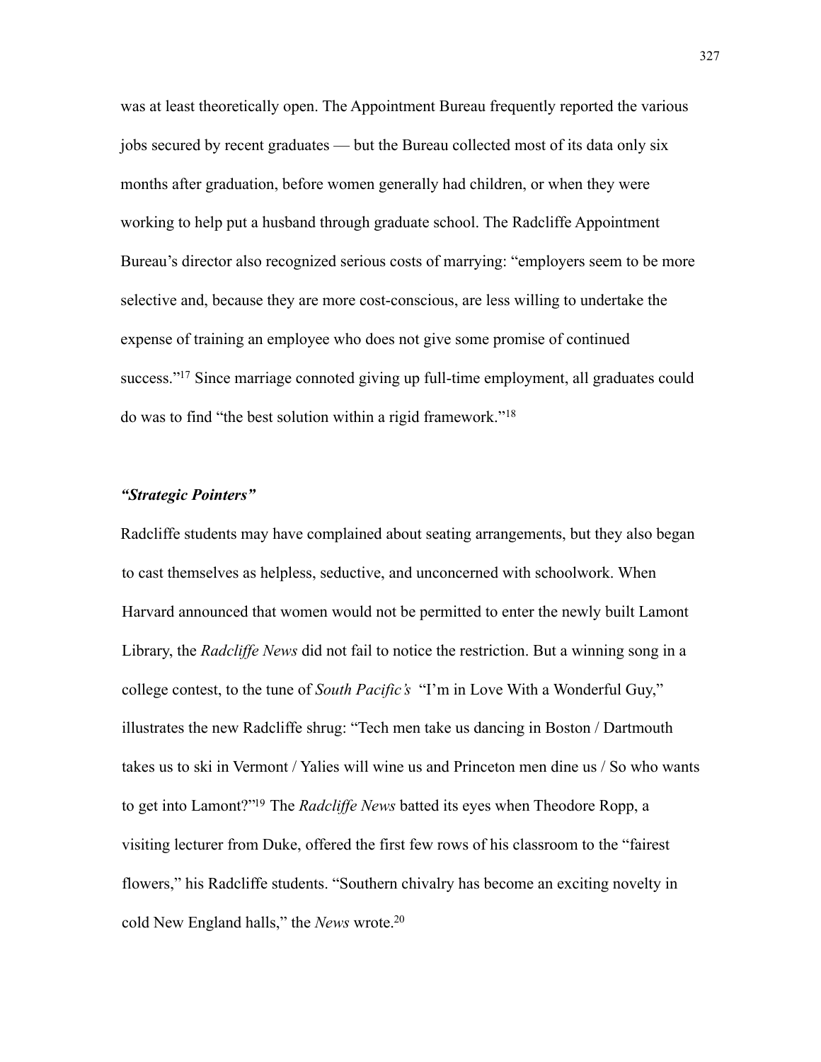was at least theoretically open. The Appointment Bureau frequently reported the various jobs secured by recent graduates — but the Bureau collected most of its data only six months after graduation, before women generally had children, or when they were working to help put a husband through graduate school. The Radcliffe Appointment Bureau's director also recognized serious costs of marrying: "employers seem to be more selective and, because they are more cost-conscious, are less willing to undertake the expense of training an employee who does not give some promise of continued success."[17] Since marriage connoted giving up full-time employment, all graduates could do was to find "the best solution within a rigid framework."[18]

### ***"Strategic Pointers"***

Radcliffe students may have complained about seating arrangements, but they also began to cast themselves as helpless, seductive, and unconcerned with schoolwork. When Harvard announced that women would not be permitted to enter the newly built Lamont Library, the *Radcliffe News* did not fail to notice the restriction. But a winning song in a college contest, to the tune of *South Pacific's* "I'm in Love With a Wonderful Guy," illustrates the new Radcliffe shrug: "Tech men take us dancing in Boston / Dartmouth takes us to ski in Vermont / Yalies will wine us and Princeton men dine us / So who wants to get into Lamont?"[19] The *Radcliffe News* batted its eyes when Theodore Ropp, a visiting lecturer from Duke, offered the first few rows of his classroom to the "fairest flowers," his Radcliffe students. "Southern chivalry has become an exciting novelty in cold New England halls," the *News* wrote.[20]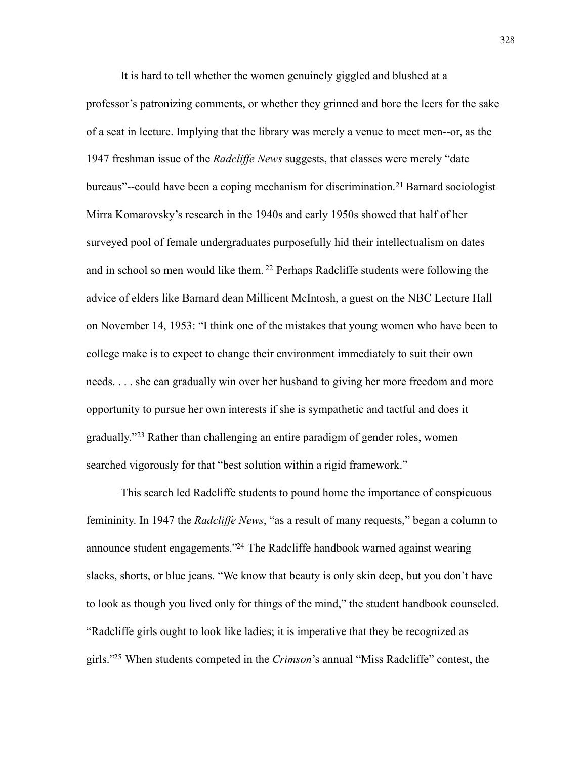It is hard to tell whether the women genuinely giggled and blushed at a professor's patronizing comments, or whether they grinned and bore the leers for the sake of a seat in lecture. Implying that the library was merely a venue to meet men--or, as the 1947 freshman issue of the *Radcliffe News* suggests, that classes were merely "date bureaus"--could have been a coping mechanism for discrimination.[21] Barnard sociologist Mirra Komarovsky's research in the 1940s and early 1950s showed that half of her surveyed pool of female undergraduates purposefully hid their intellectualism on dates and in school so men would like them.[22] Perhaps Radcliffe students were following the advice of elders like Barnard dean Millicent McIntosh, a guest on the NBC Lecture Hall on November 14, 1953: "I think one of the mistakes that young women who have been to college make is to expect to change their environment immediately to suit their own needs. . . . she can gradually win over her husband to giving her more freedom and more opportunity to pursue her own interests if she is sympathetic and tactful and does it gradually."[23] Rather than challenging an entire paradigm of gender roles, women searched vigorously for that "best solution within a rigid framework."

This search led Radcliffe students to pound home the importance of conspicuous femininity. In 1947 the *Radcliffe News*, "as a result of many requests," began a column to announce student engagements."[24] The Radcliffe handbook warned against wearing slacks, shorts, or blue jeans. "We know that beauty is only skin deep, but you don't have to look as though you lived only for things of the mind," the student handbook counseled. "Radcliffe girls ought to look like ladies; it is imperative that they be recognized as girls."[25] When students competed in the *Crimson*'s annual "Miss Radcliffe" contest, the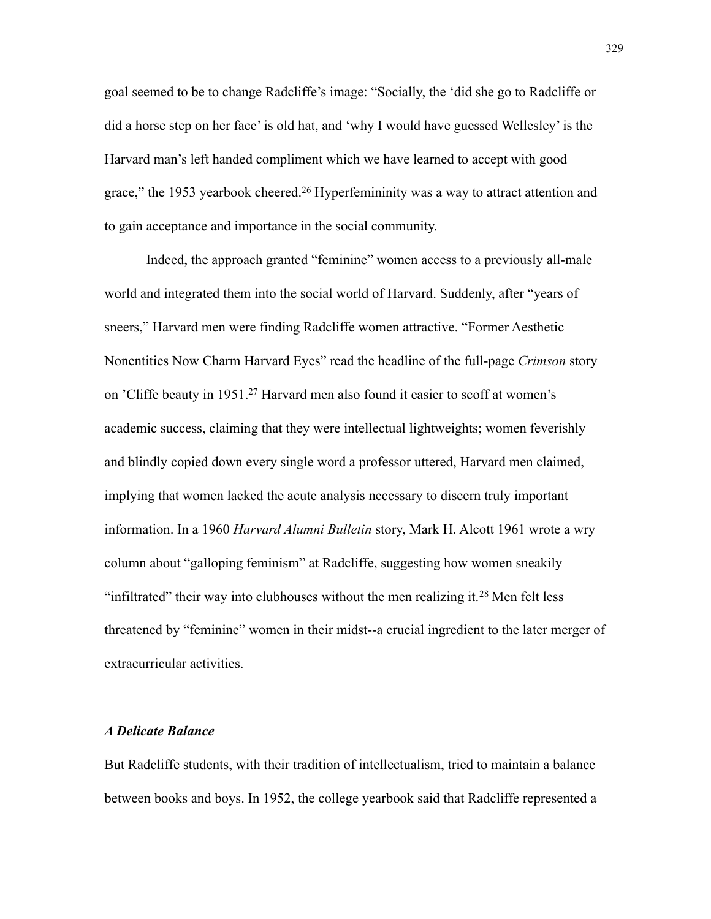goal seemed to be to change Radcliffe's image: "Socially, the 'did she go to Radcliffe or did a horse step on her face' is old hat, and 'why I would have guessed Wellesley' is the Harvard man's left handed compliment which we have learned to accept with good grace," the 1953 yearbook cheered.[26] Hyperfemininity was a way to attract attention and to gain acceptance and importance in the social community.

Indeed, the approach granted "feminine" women access to a previously all-male world and integrated them into the social world of Harvard. Suddenly, after "years of sneers," Harvard men were finding Radcliffe women attractive. "Former Aesthetic Nonentities Now Charm Harvard Eyes" read the headline of the full-page *Crimson* story on 'Cliffe beauty in 1951.[27] Harvard men also found it easier to scoff at women's academic success, claiming that they were intellectual lightweights; women feverishly and blindly copied down every single word a professor uttered, Harvard men claimed, implying that women lacked the acute analysis necessary to discern truly important information. In a 1960 *Harvard Alumni Bulletin* story, Mark H. Alcott 1961 wrote a wry column about "galloping feminism" at Radcliffe, suggesting how women sneakily "infiltrated" their way into clubhouses without the men realizing it.[28] Men felt less threatened by "feminine" women in their midst--a crucial ingredient to the later merger of extracurricular activities.

### *A Delicate Balance*

But Radcliffe students, with their tradition of intellectualism, tried to maintain a balance between books and boys. In 1952, the college yearbook said that Radcliffe represented a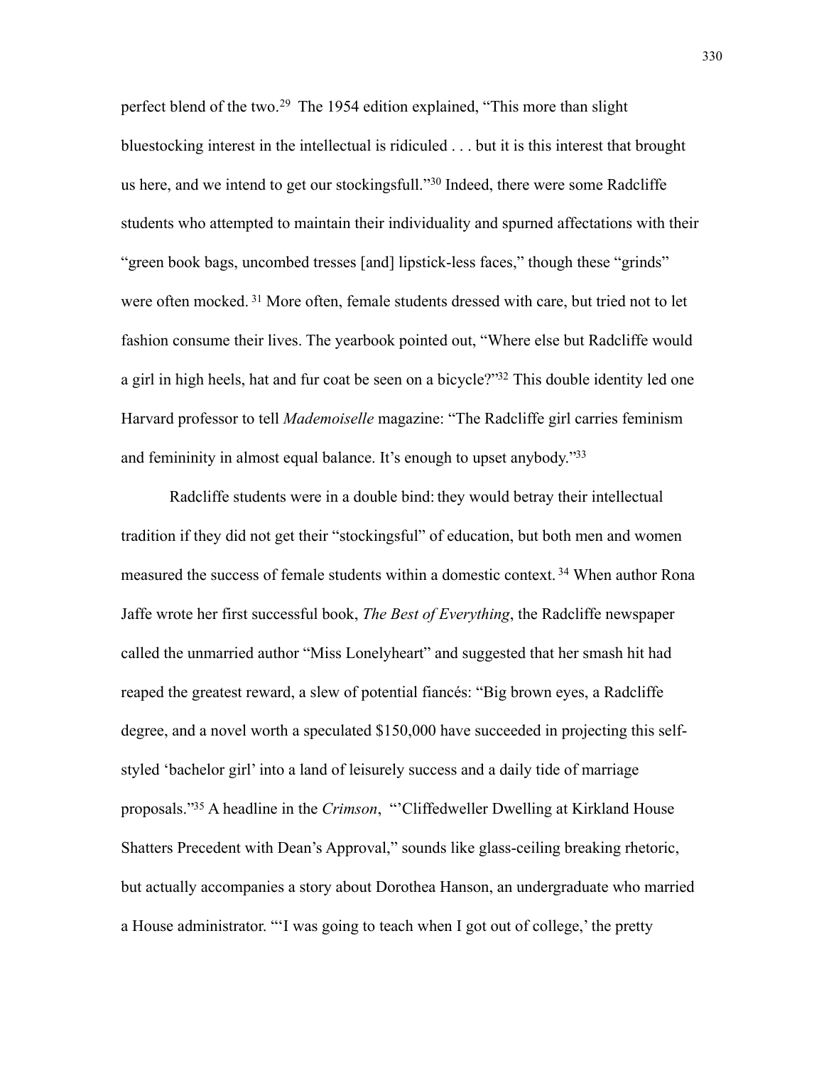perfect blend of the two.[29] The 1954 edition explained, "This more than slight bluestocking interest in the intellectual is ridiculed . . . but it is this interest that brought us here, and we intend to get our stockingsfull."[30] Indeed, there were some Radcliffe students who attempted to maintain their individuality and spurned affectations with their "green book bags, uncombed tresses [and] lipstick-less faces," though these "grinds" were often mocked.[31] More often, female students dressed with care, but tried not to let fashion consume their lives. The yearbook pointed out, "Where else but Radcliffe would a girl in high heels, hat and fur coat be seen on a bicycle?"[32] This double identity led one Harvard professor to tell *Mademoiselle* magazine: "The Radcliffe girl carries feminism and femininity in almost equal balance. It's enough to upset anybody."[33]

Radcliffe students were in a double bind: they would betray their intellectual tradition if they did not get their "stockingsful" of education, but both men and women measured the success of female students within a domestic context.[34] When author Rona Jaffe wrote her first successful book, *The Best of Everything*, the Radcliffe newspaper called the unmarried author "Miss Lonelyheart" and suggested that her smash hit had reaped the greatest reward, a slew of potential fiancés: "Big brown eyes, a Radcliffe degree, and a novel worth a speculated $150,000 have succeeded in projecting this self-styled 'bachelor girl' into a land of leisurely success and a daily tide of marriage proposals."[35] A headline in the *Crimson*, "'Cliffedweller Dwelling at Kirkland House Shatters Precedent with Dean's Approval," sounds like glass-ceiling breaking rhetoric, but actually accompanies a story about Dorothea Hanson, an undergraduate who married a House administrator. "'I was going to teach when I got out of college,' the pretty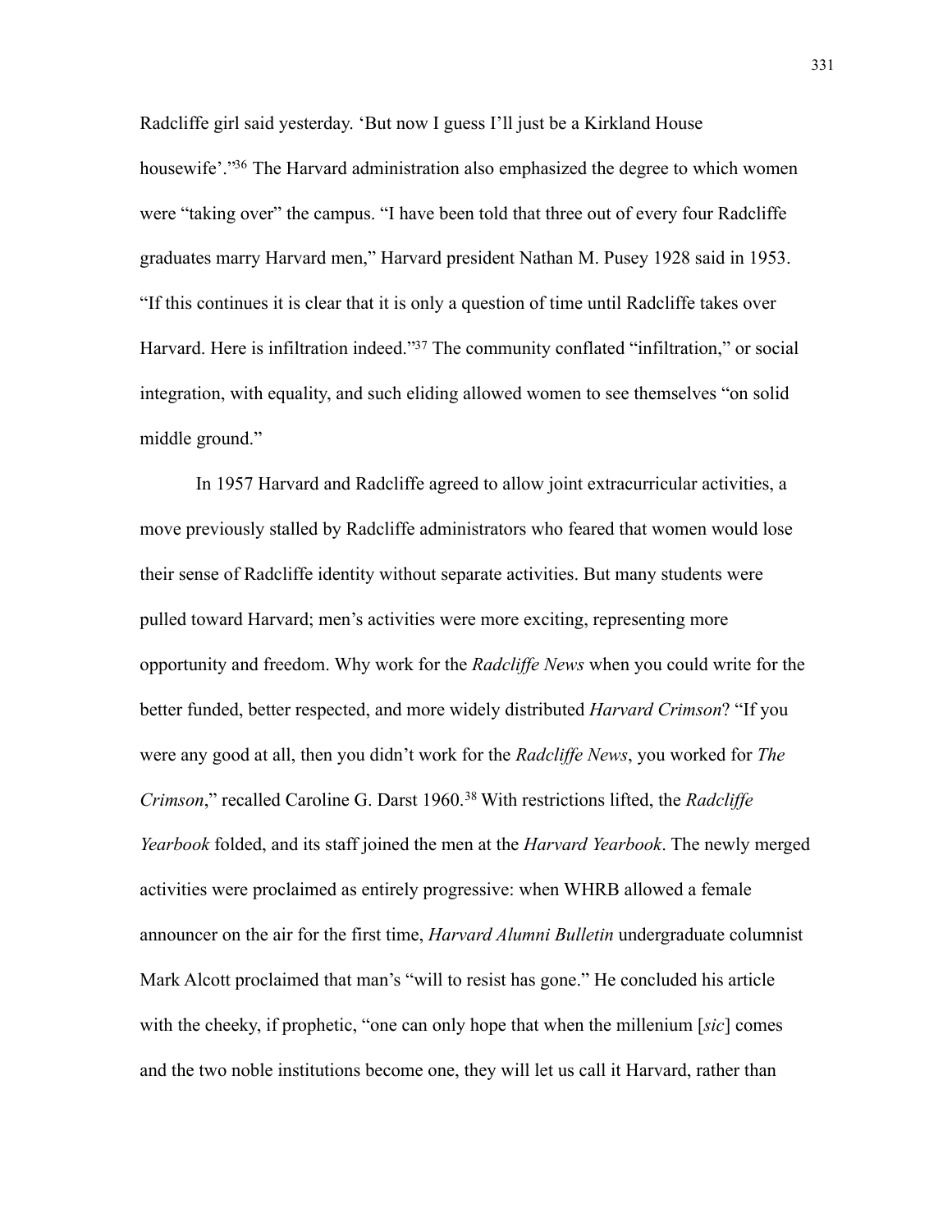Radcliffe girl said yesterday. 'But now I guess I'll just be a Kirkland House housewife'."[36] The Harvard administration also emphasized the degree to which women were "taking over" the campus. "I have been told that three out of every four Radcliffe graduates marry Harvard men," Harvard president Nathan M. Pusey 1928 said in 1953. "If this continues it is clear that it is only a question of time until Radcliffe takes over Harvard. Here is infiltration indeed."[37] The community conflated "infiltration," or social integration, with equality, and such eliding allowed women to see themselves "on solid middle ground."

In 1957 Harvard and Radcliffe agreed to allow joint extracurricular activities, a move previously stalled by Radcliffe administrators who feared that women would lose their sense of Radcliffe identity without separate activities. But many students were pulled toward Harvard; men's activities were more exciting, representing more opportunity and freedom. Why work for the *Radcliffe News* when you could write for the better funded, better respected, and more widely distributed *Harvard Crimson*? "If you were any good at all, then you didn't work for the *Radcliffe News*, you worked for *The Crimson*," recalled Caroline G. Darst 1960.[38] With restrictions lifted, the *Radcliffe Yearbook* folded, and its staff joined the men at the *Harvard Yearbook*. The newly merged activities were proclaimed as entirely progressive: when WHRB allowed a female announcer on the air for the first time, *Harvard Alumni Bulletin* undergraduate columnist Mark Alcott proclaimed that man's "will to resist has gone." He concluded his article with the cheeky, if prophetic, "one can only hope that when the millenium [*sic*] comes and the two noble institutions become one, they will let us call it Harvard, rather than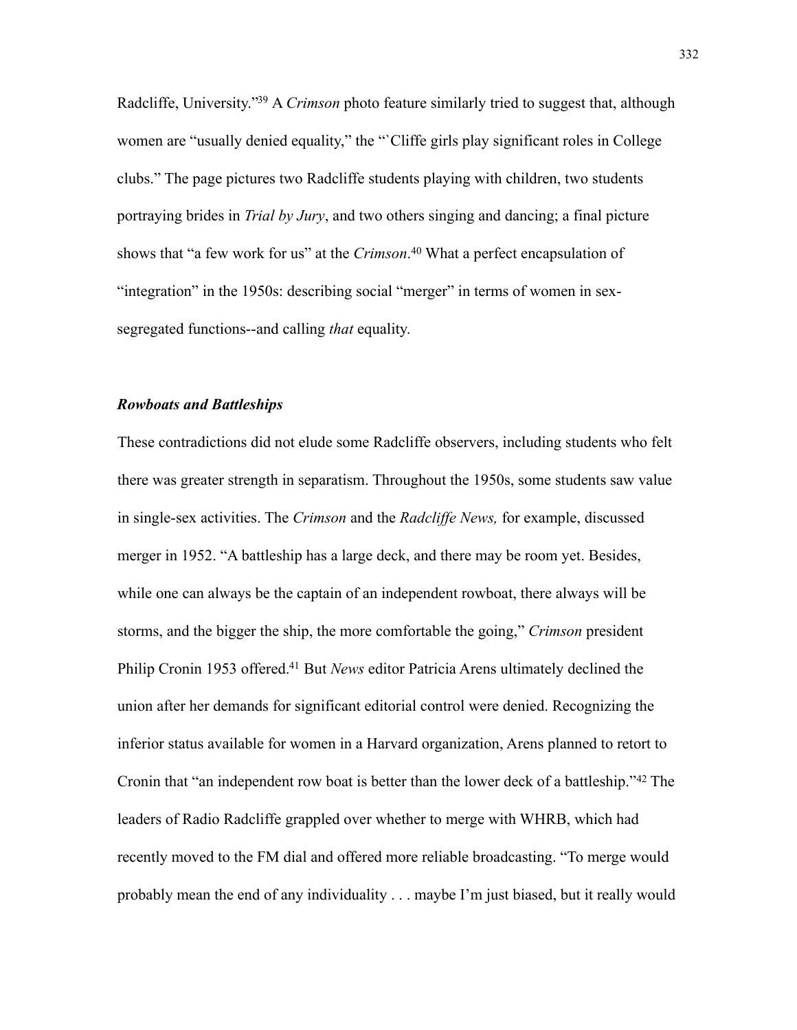Radcliffe, University."[39] A *Crimson* photo feature similarly tried to suggest that, although women are "usually denied equality," the "`Cliffe girls play significant roles in College clubs." The page pictures two Radcliffe students playing with children, two students portraying brides in *Trial by Jury*, and two others singing and dancing; a final picture shows that "a few work for us" at the *Crimson*.[40] What a perfect encapsulation of "integration" in the 1950s: describing social "merger" in terms of women in sex-segregated functions--and calling *that* equality.

### ***Rowboats and Battleships***

These contradictions did not elude some Radcliffe observers, including students who felt there was greater strength in separatism. Throughout the 1950s, some students saw value in single-sex activities. The *Crimson* and the *Radcliffe News,* for example, discussed merger in 1952. "A battleship has a large deck, and there may be room yet. Besides, while one can always be the captain of an independent rowboat, there always will be storms, and the bigger the ship, the more comfortable the going," *Crimson* president Philip Cronin 1953 offered.[41] But *News* editor Patricia Arens ultimately declined the union after her demands for significant editorial control were denied. Recognizing the inferior status available for women in a Harvard organization, Arens planned to retort to Cronin that "an independent row boat is better than the lower deck of a battleship."[42] The leaders of Radio Radcliffe grappled over whether to merge with WHRB, which had recently moved to the FM dial and offered more reliable broadcasting. "To merge would probably mean the end of any individuality . . . maybe I'm just biased, but it really would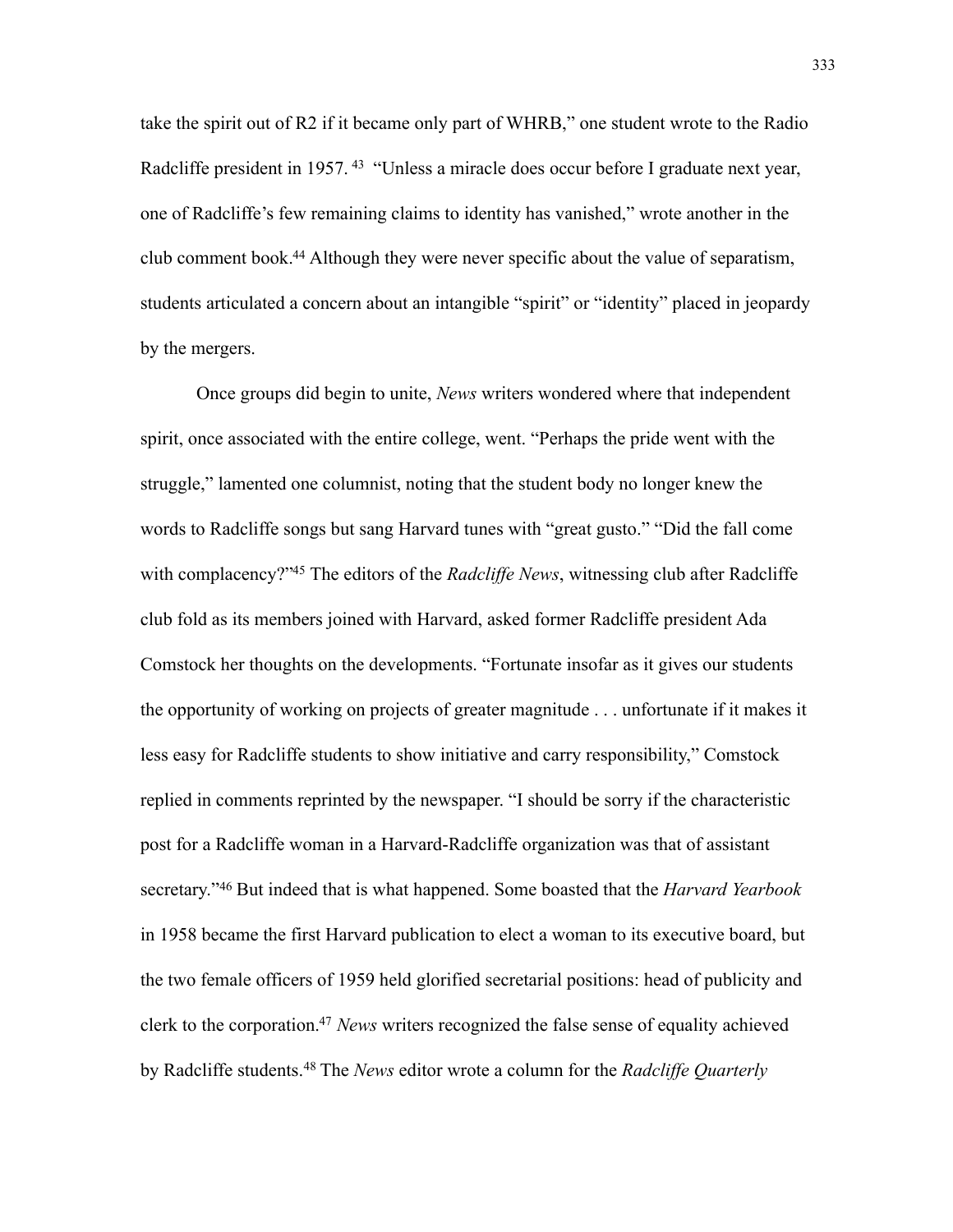take the spirit out of R2 if it became only part of WHRB," one student wrote to the Radio Radcliffe president in 1957.[43] "Unless a miracle does occur before I graduate next year, one of Radcliffe's few remaining claims to identity has vanished," wrote another in the club comment book.[44] Although they were never specific about the value of separatism, students articulated a concern about an intangible "spirit" or "identity" placed in jeopardy by the mergers.

Once groups did begin to unite, *News* writers wondered where that independent spirit, once associated with the entire college, went. "Perhaps the pride went with the struggle," lamented one columnist, noting that the student body no longer knew the words to Radcliffe songs but sang Harvard tunes with "great gusto." "Did the fall come with complacency?"[45] The editors of the *Radcliffe News*, witnessing club after Radcliffe club fold as its members joined with Harvard, asked former Radcliffe president Ada Comstock her thoughts on the developments. "Fortunate insofar as it gives our students the opportunity of working on projects of greater magnitude . . . unfortunate if it makes it less easy for Radcliffe students to show initiative and carry responsibility," Comstock replied in comments reprinted by the newspaper. "I should be sorry if the characteristic post for a Radcliffe woman in a Harvard-Radcliffe organization was that of assistant secretary."[46] But indeed that is what happened. Some boasted that the *Harvard Yearbook* in 1958 became the first Harvard publication to elect a woman to its executive board, but the two female officers of 1959 held glorified secretarial positions: head of publicity and clerk to the corporation.[47] *News* writers recognized the false sense of equality achieved by Radcliffe students.[48] The *News* editor wrote a column for the *Radcliffe Quarterly*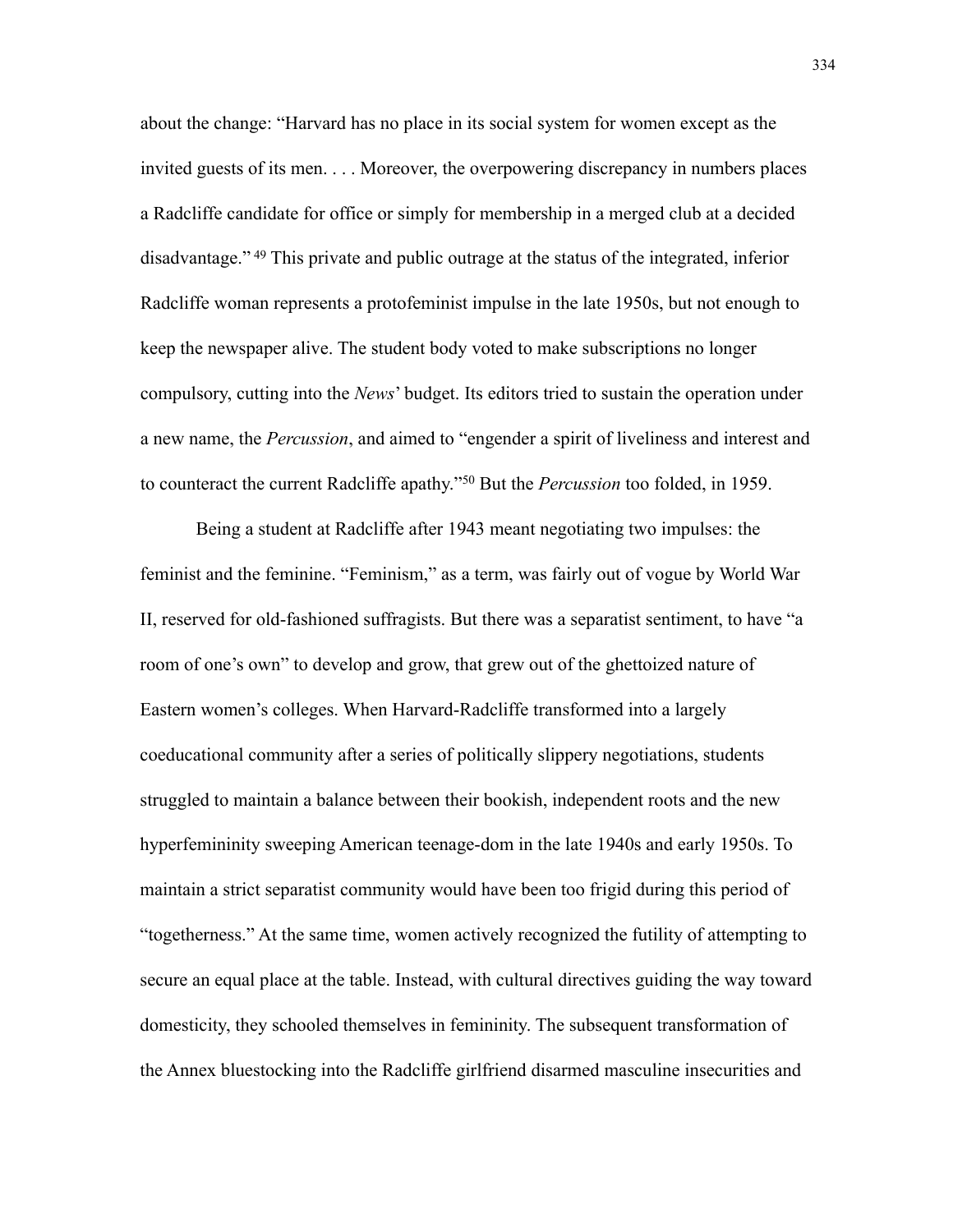about the change: "Harvard has no place in its social system for women except as the invited guests of its men. . . . Moreover, the overpowering discrepancy in numbers places a Radcliffe candidate for office or simply for membership in a merged club at a decided disadvantage."[49] This private and public outrage at the status of the integrated, inferior Radcliffe woman represents a protofeminist impulse in the late 1950s, but not enough to keep the newspaper alive. The student body voted to make subscriptions no longer compulsory, cutting into the *News*' budget. Its editors tried to sustain the operation under a new name, the *Percussion*, and aimed to "engender a spirit of liveliness and interest and to counteract the current Radcliffe apathy."[50] But the *Percussion* too folded, in 1959.

Being a student at Radcliffe after 1943 meant negotiating two impulses: the feminist and the feminine. "Feminism," as a term, was fairly out of vogue by World War II, reserved for old-fashioned suffragists. But there was a separatist sentiment, to have "a room of one's own" to develop and grow, that grew out of the ghettoized nature of Eastern women's colleges. When Harvard-Radcliffe transformed into a largely coeducational community after a series of politically slippery negotiations, students struggled to maintain a balance between their bookish, independent roots and the new hyperfemininity sweeping American teenage-dom in the late 1940s and early 1950s. To maintain a strict separatist community would have been too frigid during this period of "togetherness." At the same time, women actively recognized the futility of attempting to secure an equal place at the table. Instead, with cultural directives guiding the way toward domesticity, they schooled themselves in femininity. The subsequent transformation of the Annex bluestocking into the Radcliffe girlfriend disarmed masculine insecurities and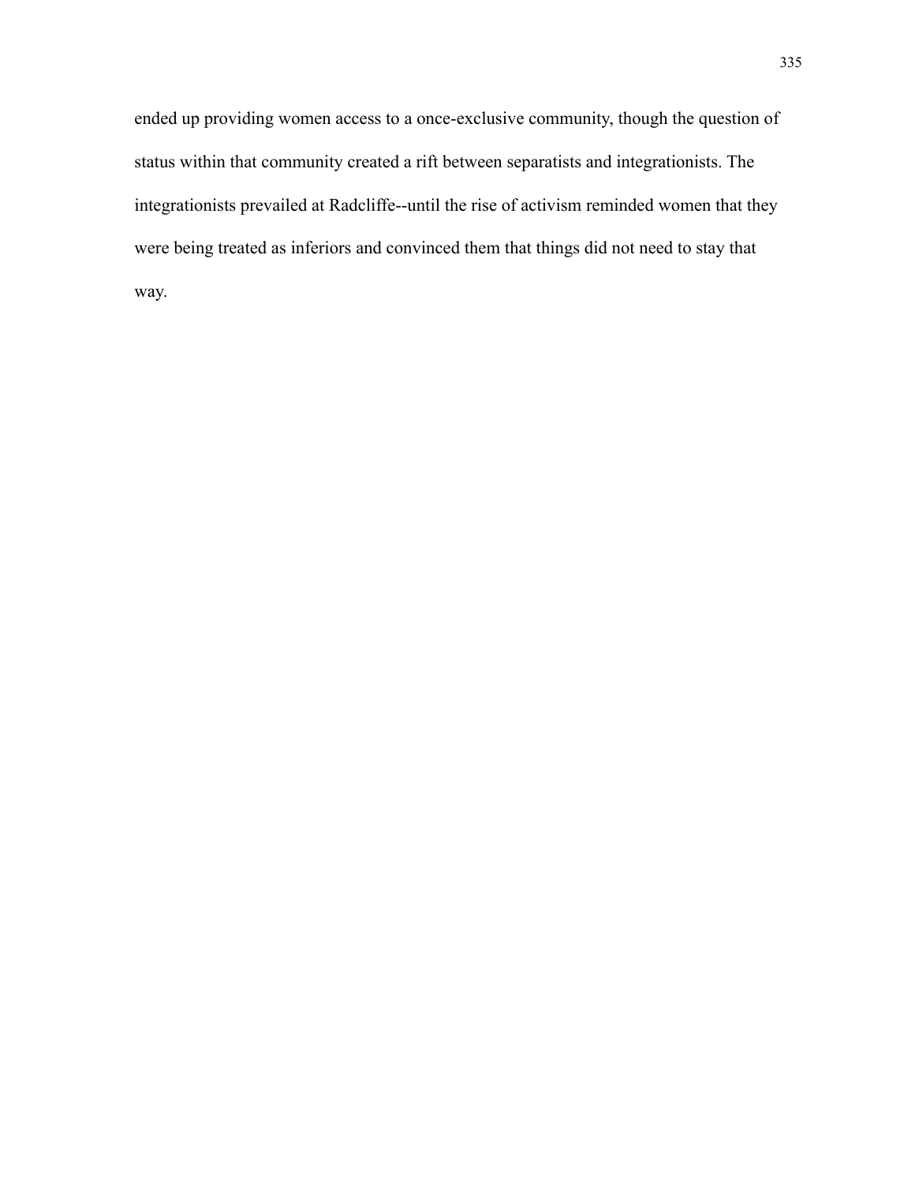ended up providing women access to a once-exclusive community, though the question of status within that community created a rift between separatists and integrationists. The integrationists prevailed at Radcliffe--until the rise of activism reminded women that they were being treated as inferiors and convinced them that things did not need to stay that way.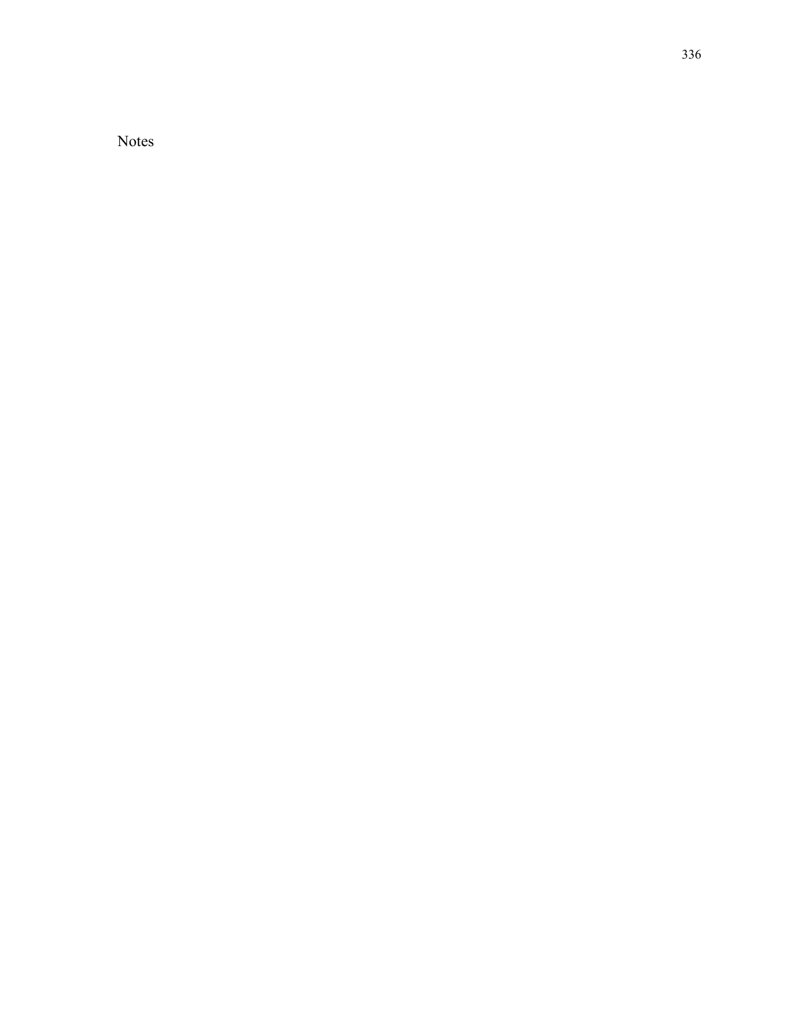Notes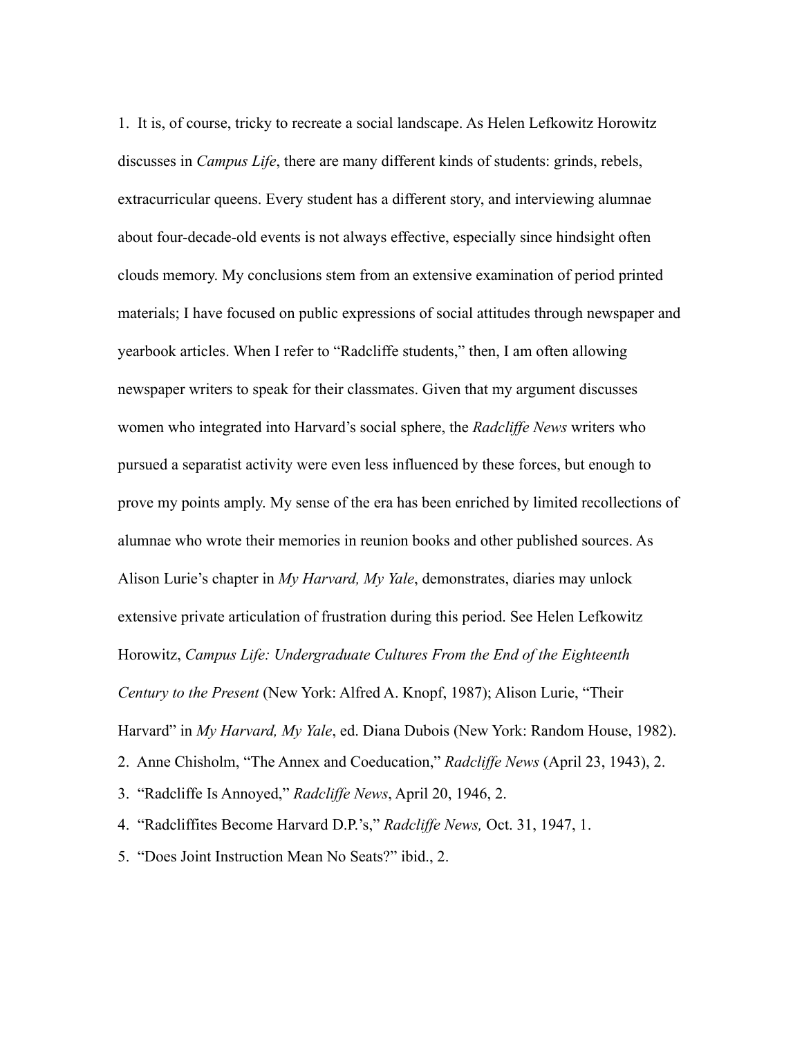1. It is, of course, tricky to recreate a social landscape. As Helen Lefkowitz Horowitz discusses in *Campus Life*, there are many different kinds of students: grinds, rebels, extracurricular queens. Every student has a different story, and interviewing alumnae about four-decade-old events is not always effective, especially since hindsight often clouds memory. My conclusions stem from an extensive examination of period printed materials; I have focused on public expressions of social attitudes through newspaper and yearbook articles. When I refer to "Radcliffe students," then, I am often allowing newspaper writers to speak for their classmates. Given that my argument discusses women who integrated into Harvard's social sphere, the *Radcliffe News* writers who pursued a separatist activity were even less influenced by these forces, but enough to prove my points amply. My sense of the era has been enriched by limited recollections of alumnae who wrote their memories in reunion books and other published sources. As Alison Lurie's chapter in *My Harvard, My Yale*, demonstrates, diaries may unlock extensive private articulation of frustration during this period. See Helen Lefkowitz Horowitz, *Campus Life: Undergraduate Cultures From the End of the Eighteenth Century to the Present* (New York: Alfred A. Knopf, 1987); Alison Lurie, "Their Harvard" in *My Harvard, My Yale*, ed. Diana Dubois (New York: Random House, 1982).
2. Anne Chisholm, "The Annex and Coeducation," *Radcliffe News* (April 23, 1943), 2.
3. "Radcliffe Is Annoyed," *Radcliffe News*, April 20, 1946, 2.
4. "Radcliffites Become Harvard D.P.'s," *Radcliffe News,* Oct. 31, 1947, 1.
5. "Does Joint Instruction Mean No Seats?" ibid., 2.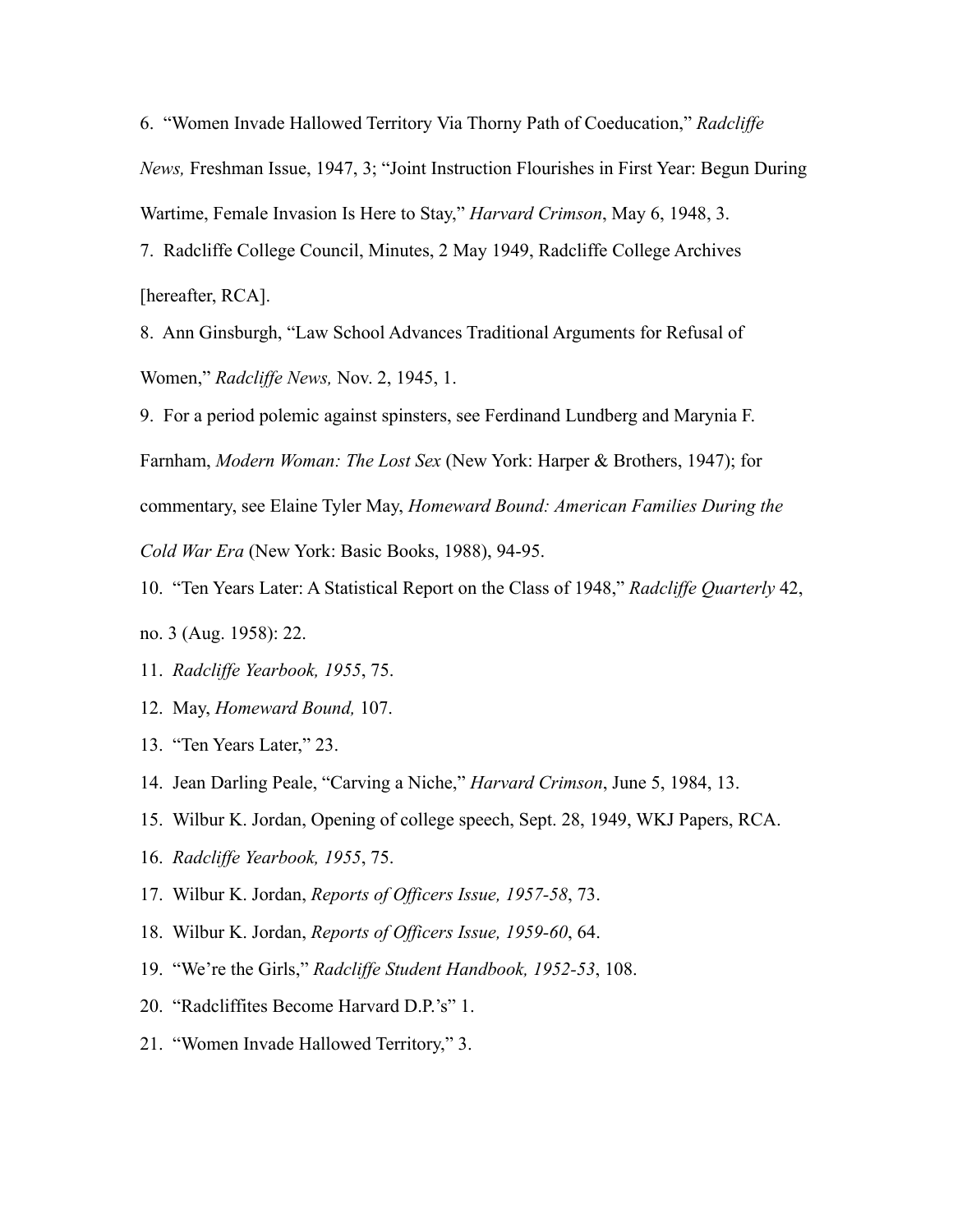6. "Women Invade Hallowed Territory Via Thorny Path of Coeducation," *Radcliffe News,* Freshman Issue, 1947, 3; "Joint Instruction Flourishes in First Year: Begun During Wartime, Female Invasion Is Here to Stay," *Harvard Crimson*, May 6, 1948, 3.

7. Radcliffe College Council, Minutes, 2 May 1949, Radcliffe College Archives [hereafter, RCA].

8. Ann Ginsburgh, "Law School Advances Traditional Arguments for Refusal of Women," *Radcliffe News,* Nov. 2, 1945, 1.

9. For a period polemic against spinsters, see Ferdinand Lundberg and Marynia F. Farnham, *Modern Woman: The Lost Sex* (New York: Harper & Brothers, 1947); for commentary, see Elaine Tyler May, *Homeward Bound: American Families During the Cold War Era* (New York: Basic Books, 1988), 94-95.

10. "Ten Years Later: A Statistical Report on the Class of 1948," *Radcliffe Quarterly* 42, no. 3 (Aug. 1958): 22.

11. *Radcliffe Yearbook, 1955*, 75.

12. May, *Homeward Bound,* 107.

13. "Ten Years Later," 23.

14. Jean Darling Peale, "Carving a Niche," *Harvard Crimson*, June 5, 1984, 13.

15. Wilbur K. Jordan, Opening of college speech, Sept. 28, 1949, WKJ Papers, RCA.

16. *Radcliffe Yearbook, 1955*, 75.

17. Wilbur K. Jordan, *Reports of Officers Issue, 1957-58*, 73.

18. Wilbur K. Jordan, *Reports of Officers Issue, 1959-60*, 64.

19. "We're the Girls," *Radcliffe Student Handbook, 1952-53*, 108.

20. "Radcliffites Become Harvard D.P.'s" 1.

21. "Women Invade Hallowed Territory," 3.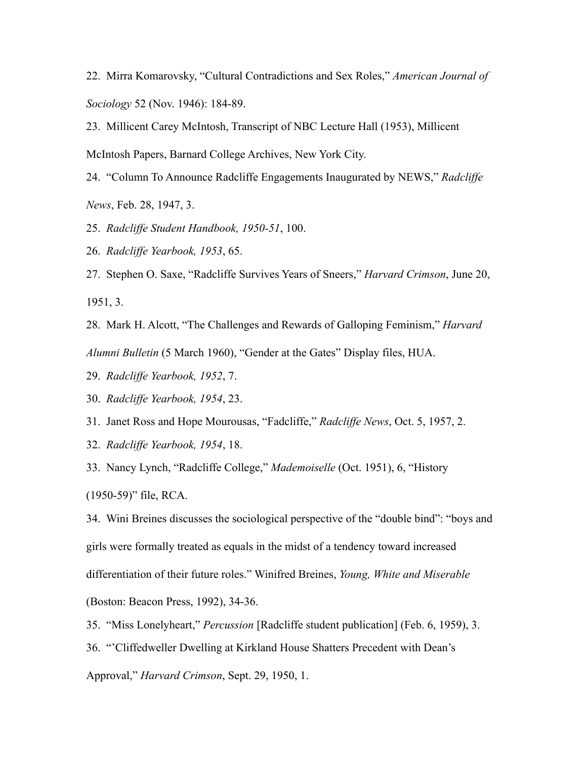22. Mirra Komarovsky, “Cultural Contradictions and Sex Roles,” *American Journal of Sociology* 52 (Nov. 1946): 184-89.

23. Millicent Carey McIntosh, Transcript of NBC Lecture Hall (1953), Millicent McIntosh Papers, Barnard College Archives, New York City.

24. “Column To Announce Radcliffe Engagements Inaugurated by NEWS,” *Radcliffe News*, Feb. 28, 1947, 3.

25. *Radcliffe Student Handbook, 1950-51*, 100.

26. *Radcliffe Yearbook, 1953*, 65.

27. Stephen O. Saxe, “Radcliffe Survives Years of Sneers,” *Harvard Crimson*, June 20, 1951, 3.

28. Mark H. Alcott, “The Challenges and Rewards of Galloping Feminism,” *Harvard Alumni Bulletin* (5 March 1960), “Gender at the Gates” Display files, HUA.

29. *Radcliffe Yearbook, 1952*, 7.

30. *Radcliffe Yearbook, 1954*, 23.

31. Janet Ross and Hope Mourousas, “Fadcliffe,” *Radcliffe News*, Oct. 5, 1957, 2.

32. *Radcliffe Yearbook, 1954*, 18.

33. Nancy Lynch, “Radcliffe College,” *Mademoiselle* (Oct. 1951), 6, “History (1950-59)” file, RCA.

34. Wini Breines discusses the sociological perspective of the “double bind”: “boys and girls were formally treated as equals in the midst of a tendency toward increased differentiation of their future roles.” Winifred Breines, *Young, White and Miserable* (Boston: Beacon Press, 1992), 34-36.

35. “Miss Lonelyheart,” *Percussion* [Radcliffe student publication] (Feb. 6, 1959), 3.

36. “’Cliffedweller Dwelling at Kirkland House Shatters Precedent with Dean’s Approval,” *Harvard Crimson*, Sept. 29, 1950, 1.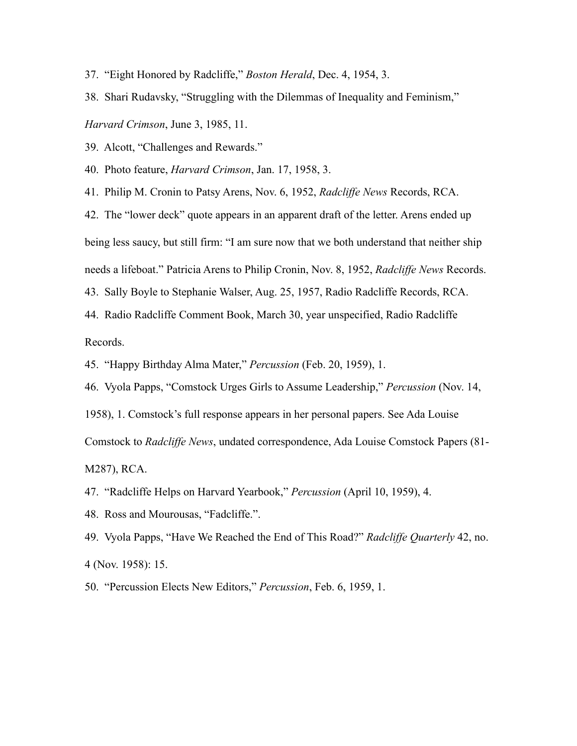37. "Eight Honored by Radcliffe," *Boston Herald*, Dec. 4, 1954, 3.

38. Shari Rudavsky, "Struggling with the Dilemmas of Inequality and Feminism," *Harvard Crimson*, June 3, 1985, 11.

39. Alcott, "Challenges and Rewards."

40. Photo feature, *Harvard Crimson*, Jan. 17, 1958, 3.

41. Philip M. Cronin to Patsy Arens, Nov. 6, 1952, *Radcliffe News* Records, RCA.

42. The "lower deck" quote appears in an apparent draft of the letter. Arens ended up being less saucy, but still firm: "I am sure now that we both understand that neither ship needs a lifeboat." Patricia Arens to Philip Cronin, Nov. 8, 1952, *Radcliffe News* Records.

43. Sally Boyle to Stephanie Walser, Aug. 25, 1957, Radio Radcliffe Records, RCA.

44. Radio Radcliffe Comment Book, March 30, year unspecified, Radio Radcliffe Records.

45. "Happy Birthday Alma Mater," *Percussion* (Feb. 20, 1959), 1.

46. Vyola Papps, "Comstock Urges Girls to Assume Leadership," *Percussion* (Nov. 14, 1958), 1. Comstock's full response appears in her personal papers. See Ada Louise Comstock to *Radcliffe News*, undated correspondence, Ada Louise Comstock Papers (81-M287), RCA.

47. "Radcliffe Helps on Harvard Yearbook," *Percussion* (April 10, 1959), 4.

48. Ross and Mourousas, "Fadcliffe.".

49. Vyola Papps, "Have We Reached the End of This Road?" *Radcliffe Quarterly* 42, no. 4 (Nov. 1958): 15.

50. "Percussion Elects New Editors," *Percussion*, Feb. 6, 1959, 1.